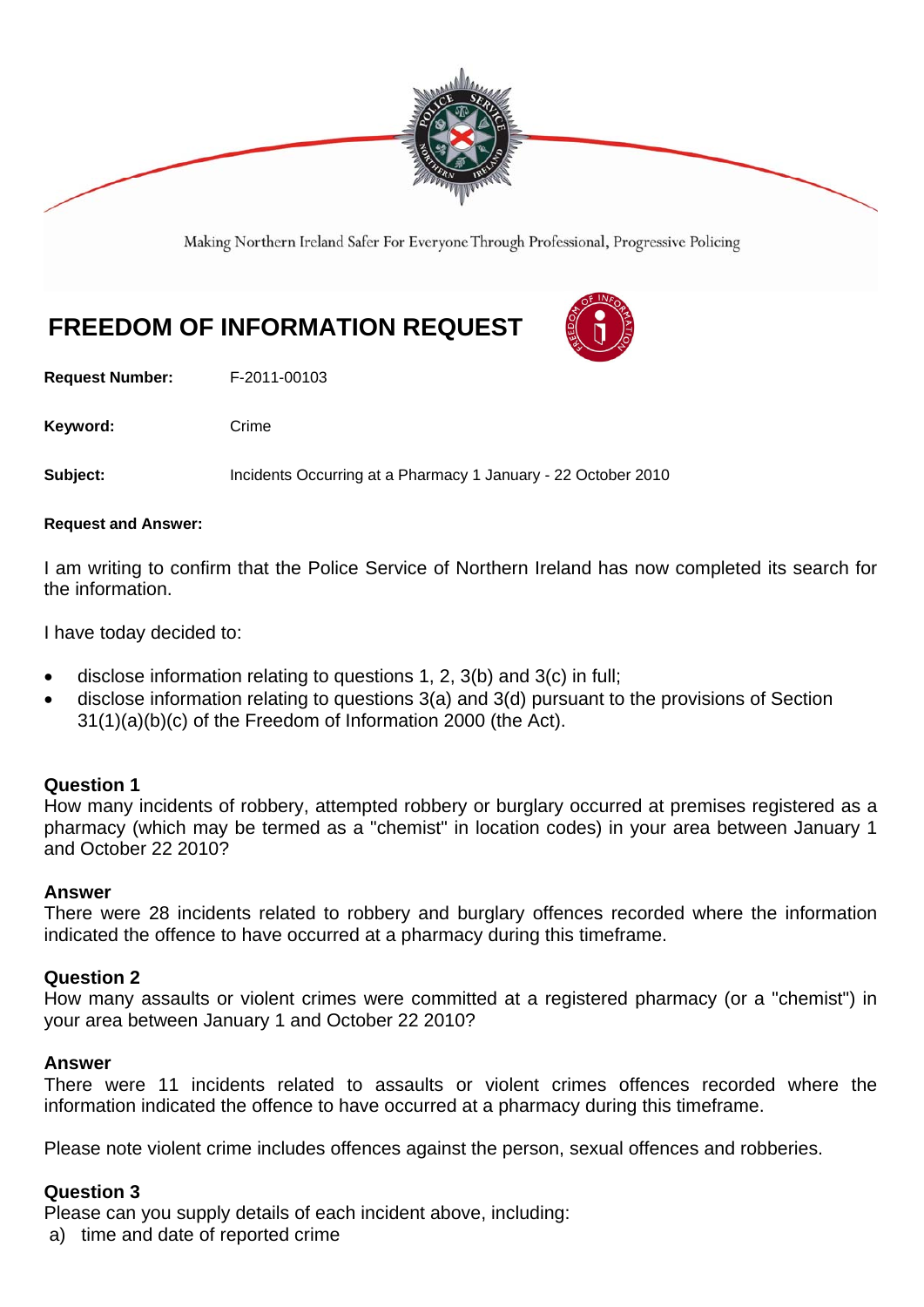Making Northern Ireland Safer For Everyone Through Professional, Progressive Policing

# FREEDOM OF INFORMATION REQUEST

**Request Number:** F-2011-00103

**Keyword:** Crime

**Subject:** Incidents Occurring at a Pharmacy 1 January - 22 October 2010

**Request and Answer:**

I am writing to confirm that the Police Service of Northern Ireland has now completed its search for the information.

I have today decided to:

- disclose information relating to questions 1, 2, 3(b) and 3(c) in full;
- disclose information relating to questions 3(a) and 3(d) pursuant to the provisions of Section 31(1)(a)(b)(c) of the Freedom of Information 2000 (the Act).

**Question 1**
How many incidents of robbery, attempted robbery or burglary occurred at premises registered as a pharmacy (which may be termed as a "chemist" in location codes) in your area between January 1 and October 22 2010?

**Answer**
There were 28 incidents related to robbery and burglary offences recorded where the information indicated the offence to have occurred at a pharmacy during this timeframe.

**Question 2**
How many assaults or violent crimes were committed at a registered pharmacy (or a "chemist") in your area between January 1 and October 22 2010?

**Answer**
There were 11 incidents related to assaults or violent crimes offences recorded where the information indicated the offence to have occurred at a pharmacy during this timeframe.

Please note violent crime includes offences against the person, sexual offences and robberies.

**Question 3**
Please can you supply details of each incident above, including:

a) time and date of reported crime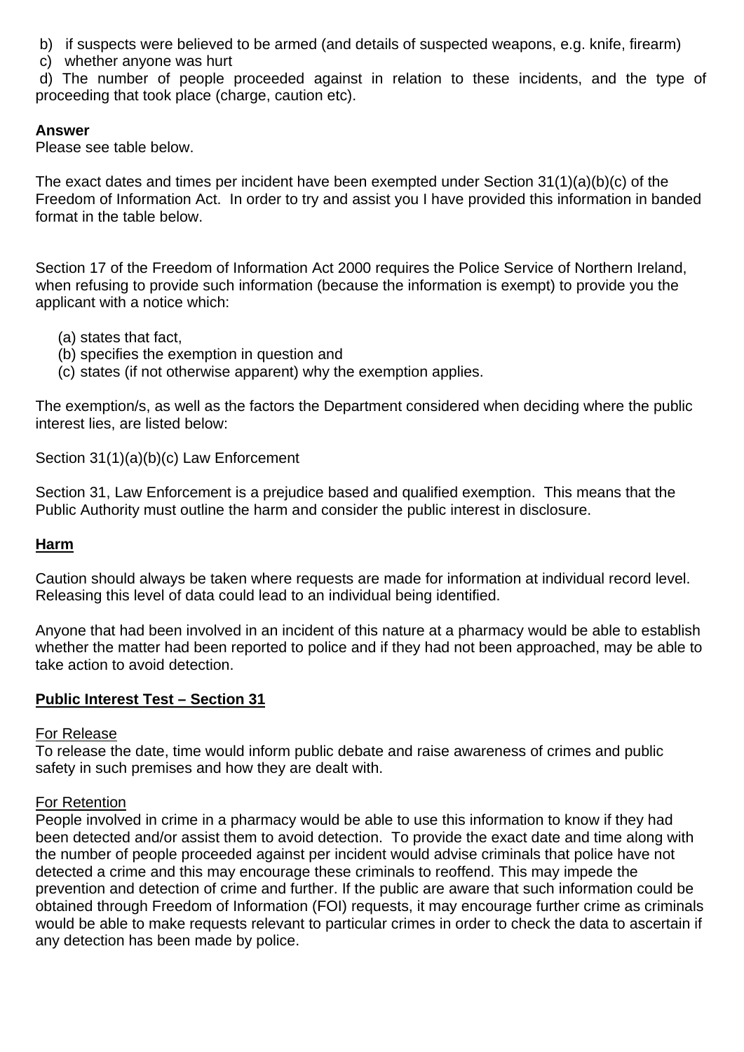b) if suspects were believed to be armed (and details of suspected weapons, e.g. knife, firearm)

c) whether anyone was hurt

d) The number of people proceeded against in relation to these incidents, and the type of proceeding that took place (charge, caution etc).

**Answer**

Please see table below.

The exact dates and times per incident have been exempted under Section 31(1)(a)(b)(c) of the Freedom of Information Act. In order to try and assist you I have provided this information in banded format in the table below.

Section 17 of the Freedom of Information Act 2000 requires the Police Service of Northern Ireland, when refusing to provide such information (because the information is exempt) to provide you the applicant with a notice which:

(a) states that fact,
(b) specifies the exemption in question and
(c) states (if not otherwise apparent) why the exemption applies.

The exemption/s, as well as the factors the Department considered when deciding where the public interest lies, are listed below:

Section 31(1)(a)(b)(c) Law Enforcement

Section 31, Law Enforcement is a prejudice based and qualified exemption. This means that the Public Authority must outline the harm and consider the public interest in disclosure.

**Harm**

Caution should always be taken where requests are made for information at individual record level. Releasing this level of data could lead to an individual being identified.

Anyone that had been involved in an incident of this nature at a pharmacy would be able to establish whether the matter had been reported to police and if they had not been approached, may be able to take action to avoid detection.

**Public Interest Test – Section 31**

For Release

To release the date, time would inform public debate and raise awareness of crimes and public safety in such premises and how they are dealt with.

For Retention

People involved in crime in a pharmacy would be able to use this information to know if they had been detected and/or assist them to avoid detection. To provide the exact date and time along with the number of people proceeded against per incident would advise criminals that police have not detected a crime and this may encourage these criminals to reoffend. This may impede the prevention and detection of crime and further. If the public are aware that such information could be obtained through Freedom of Information (FOI) requests, it may encourage further crime as criminals would be able to make requests relevant to particular crimes in order to check the data to ascertain if any detection has been made by police.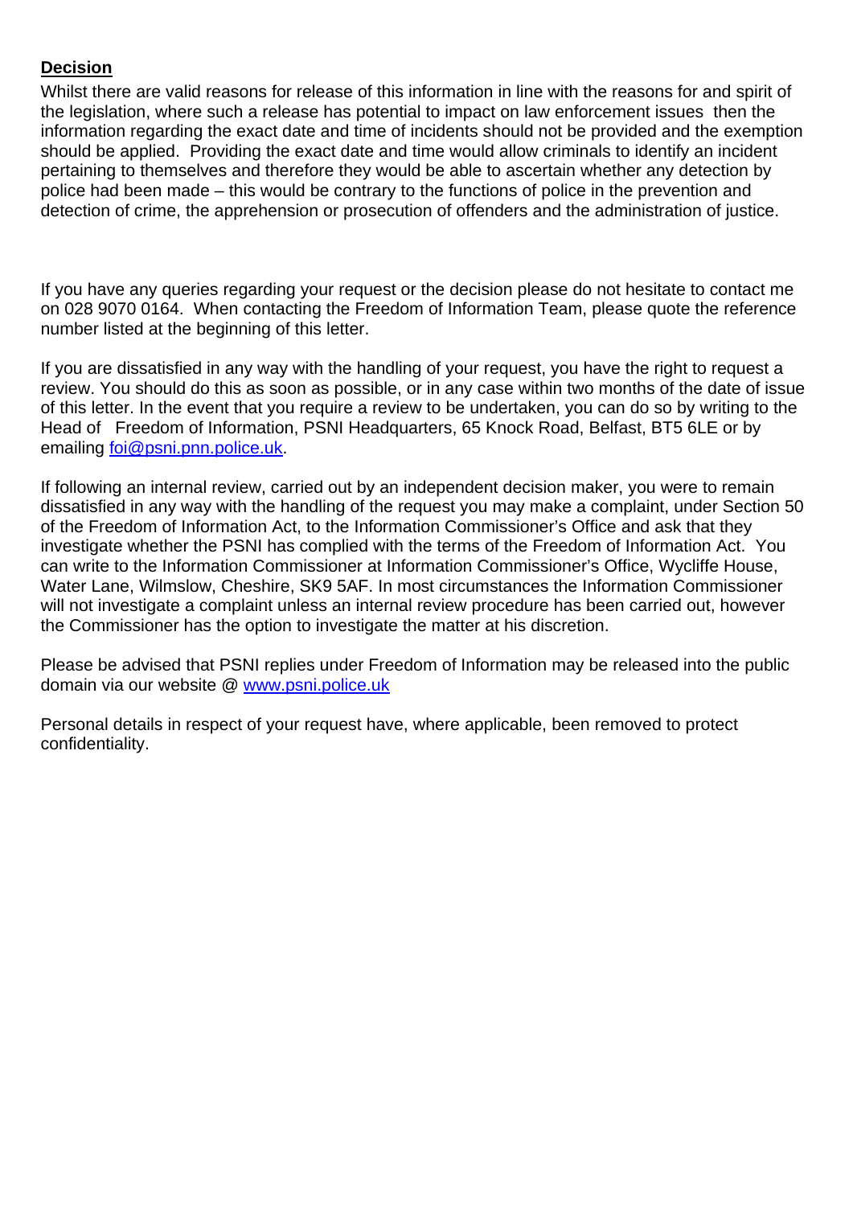**Decision**

Whilst there are valid reasons for release of this information in line with the reasons for and spirit of the legislation, where such a release has potential to impact on law enforcement issues then the information regarding the exact date and time of incidents should not be provided and the exemption should be applied. Providing the exact date and time would allow criminals to identify an incident pertaining to themselves and therefore they would be able to ascertain whether any detection by police had been made – this would be contrary to the functions of police in the prevention and detection of crime, the apprehension or prosecution of offenders and the administration of justice.

If you have any queries regarding your request or the decision please do not hesitate to contact me on 028 9070 0164. When contacting the Freedom of Information Team, please quote the reference number listed at the beginning of this letter.

If you are dissatisfied in any way with the handling of your request, you have the right to request a review. You should do this as soon as possible, or in any case within two months of the date of issue of this letter. In the event that you require a review to be undertaken, you can do so by writing to the Head of Freedom of Information, PSNI Headquarters, 65 Knock Road, Belfast, BT5 6LE or by emailing foi@psni.pnn.police.uk.

If following an internal review, carried out by an independent decision maker, you were to remain dissatisfied in any way with the handling of the request you may make a complaint, under Section 50 of the Freedom of Information Act, to the Information Commissioner's Office and ask that they investigate whether the PSNI has complied with the terms of the Freedom of Information Act. You can write to the Information Commissioner at Information Commissioner's Office, Wycliffe House, Water Lane, Wilmslow, Cheshire, SK9 5AF. In most circumstances the Information Commissioner will not investigate a complaint unless an internal review procedure has been carried out, however the Commissioner has the option to investigate the matter at his discretion.

Please be advised that PSNI replies under Freedom of Information may be released into the public domain via our website @ www.psni.police.uk

Personal details in respect of your request have, where applicable, been removed to protect confidentiality.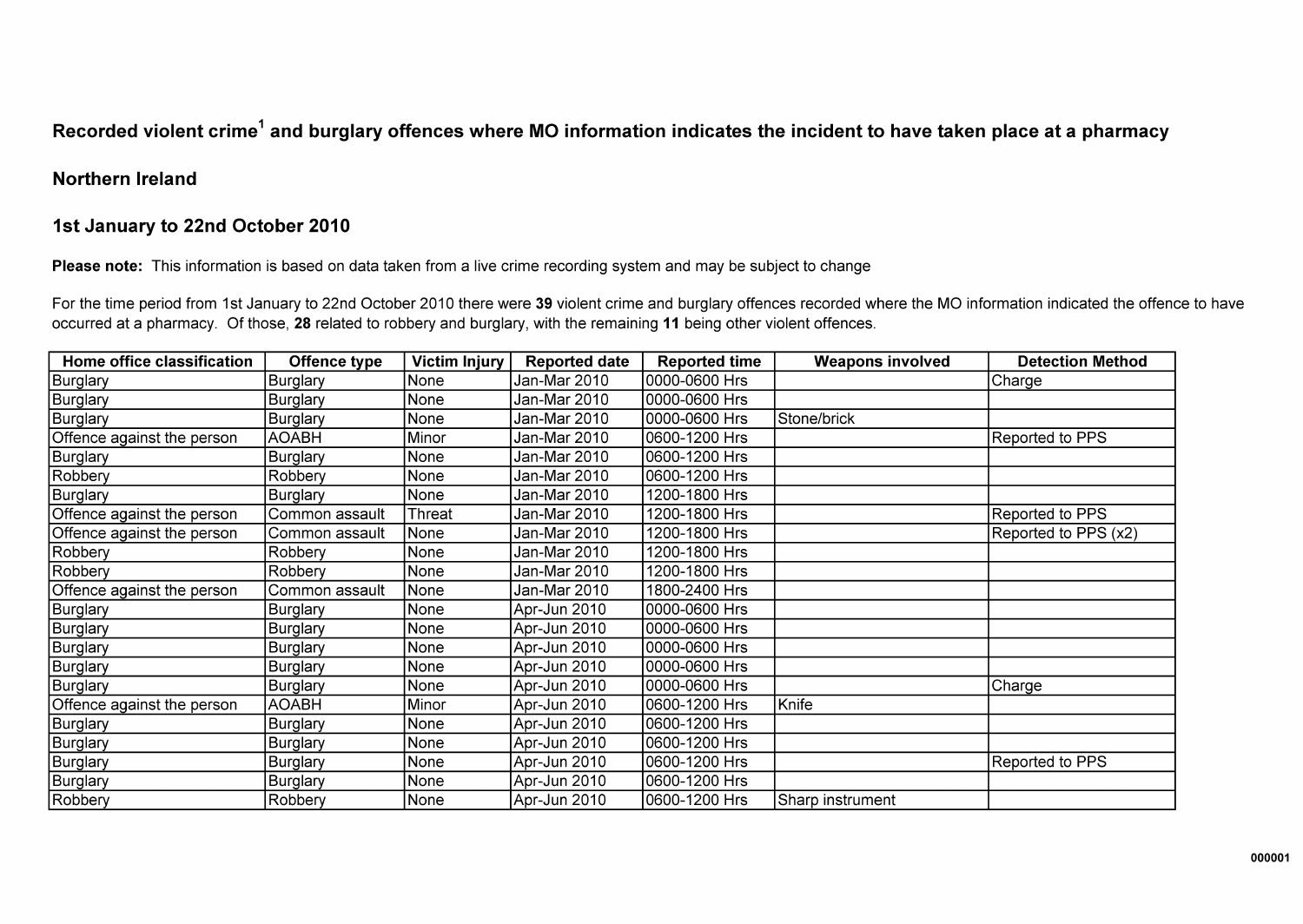# Recorded violent crime[1] and burglary offences where MO information indicates the incident to have taken place at a pharmacy

## Northern Ireland

## 1st January to 22nd October 2010

**Please note:** This information is based on data taken from a live crime recording system and may be subject to change

For the time period from 1st January to 22nd October 2010 there were **39** violent crime and burglary offences recorded where the MO information indicated the offence to have occurred at a pharmacy. Of those, **28** related to robbery and burglary, with the remaining **11** being other violent offences.

| Home office classification | Offence type | Victim Injury | Reported date | Reported time | Weapons involved | Detection Method |
|---|---|---|---|---|---|---|
| Burglary | Burglary | None | Jan-Mar 2010 | 0000-0600 Hrs | | Charge |
| Burglary | Burglary | None | Jan-Mar 2010 | 0000-0600 Hrs | | |
| Burglary | Burglary | None | Jan-Mar 2010 | 0000-0600 Hrs | Stone/brick | |
| Offence against the person | AOABH | Minor | Jan-Mar 2010 | 0600-1200 Hrs | | Reported to PPS |
| Burglary | Burglary | None | Jan-Mar 2010 | 0600-1200 Hrs | | |
| Robbery | Robbery | None | Jan-Mar 2010 | 0600-1200 Hrs | | |
| Burglary | Burglary | None | Jan-Mar 2010 | 1200-1800 Hrs | | |
| Offence against the person | Common assault | Threat | Jan-Mar 2010 | 1200-1800 Hrs | | Reported to PPS |
| Offence against the person | Common assault | None | Jan-Mar 2010 | 1200-1800 Hrs | | Reported to PPS (x2) |
| Robbery | Robbery | None | Jan-Mar 2010 | 1200-1800 Hrs | | |
| Robbery | Robbery | None | Jan-Mar 2010 | 1200-1800 Hrs | | |
| Offence against the person | Common assault | None | Jan-Mar 2010 | 1800-2400 Hrs | | |
| Burglary | Burglary | None | Apr-Jun 2010 | 0000-0600 Hrs | | |
| Burglary | Burglary | None | Apr-Jun 2010 | 0000-0600 Hrs | | |
| Burglary | Burglary | None | Apr-Jun 2010 | 0000-0600 Hrs | | |
| Burglary | Burglary | None | Apr-Jun 2010 | 0000-0600 Hrs | | |
| Burglary | Burglary | None | Apr-Jun 2010 | 0000-0600 Hrs | | Charge |
| Offence against the person | AOABH | Minor | Apr-Jun 2010 | 0600-1200 Hrs | Knife | |
| Burglary | Burglary | None | Apr-Jun 2010 | 0600-1200 Hrs | | |
| Burglary | Burglary | None | Apr-Jun 2010 | 0600-1200 Hrs | | |
| Burglary | Burglary | None | Apr-Jun 2010 | 0600-1200 Hrs | | Reported to PPS |
| Burglary | Burglary | None | Apr-Jun 2010 | 0600-1200 Hrs | | |
| Robbery | Robbery | None | Apr-Jun 2010 | 0600-1200 Hrs | Sharp instrument | |

000001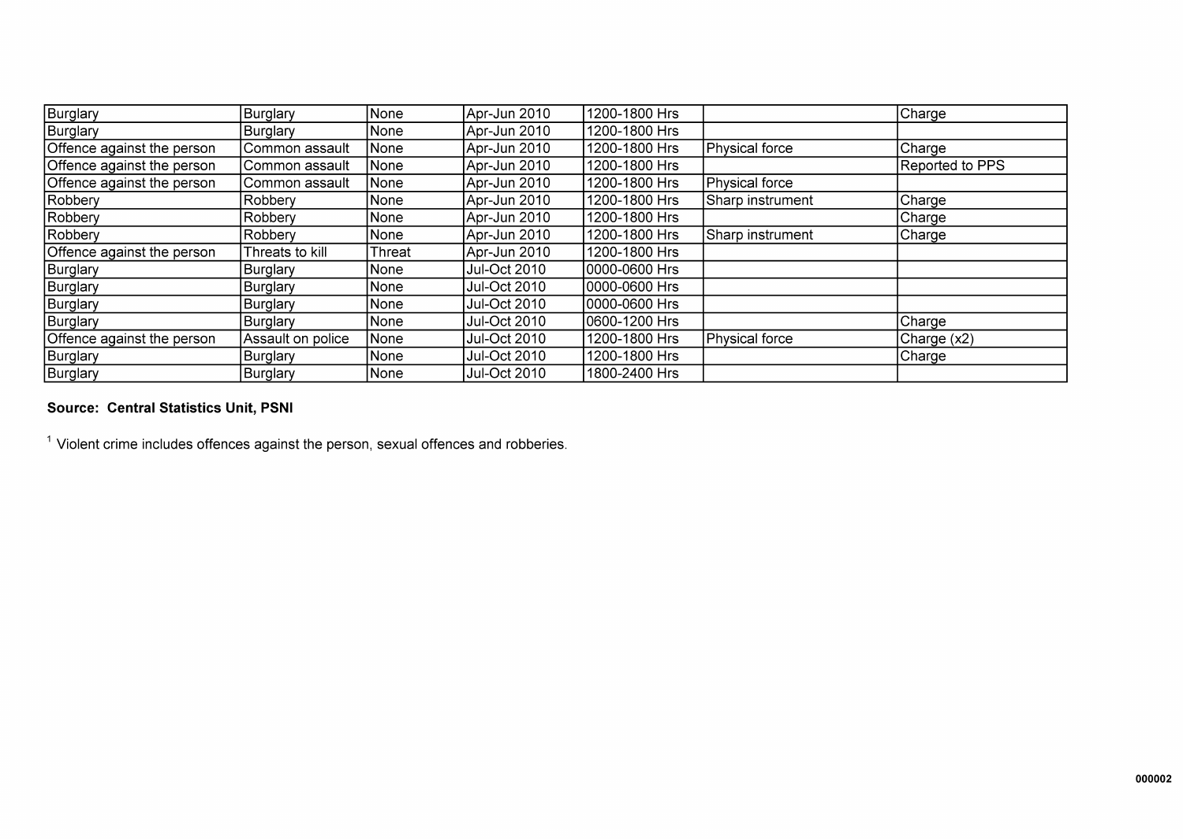| | | | | | | |
|---|---|---|---|---|---|---|
| Burglary | Burglary | None | Apr-Jun 2010 | 1200-1800 Hrs | | Charge |
| Burglary | Burglary | None | Apr-Jun 2010 | 1200-1800 Hrs | | |
| Offence against the person | Common assault | None | Apr-Jun 2010 | 1200-1800 Hrs | Physical force | Charge |
| Offence against the person | Common assault | None | Apr-Jun 2010 | 1200-1800 Hrs | | Reported to PPS |
| Offence against the person | Common assault | None | Apr-Jun 2010 | 1200-1800 Hrs | Physical force | |
| Robbery | Robbery | None | Apr-Jun 2010 | 1200-1800 Hrs | Sharp instrument | Charge |
| Robbery | Robbery | None | Apr-Jun 2010 | 1200-1800 Hrs | | Charge |
| Robbery | Robbery | None | Apr-Jun 2010 | 1200-1800 Hrs | Sharp instrument | Charge |
| Offence against the person | Threats to kill | Threat | Apr-Jun 2010 | 1200-1800 Hrs | | |
| Burglary | Burglary | None | Jul-Oct 2010 | 0000-0600 Hrs | | |
| Burglary | Burglary | None | Jul-Oct 2010 | 0000-0600 Hrs | | |
| Burglary | Burglary | None | Jul-Oct 2010 | 0000-0600 Hrs | | |
| Burglary | Burglary | None | Jul-Oct 2010 | 0600-1200 Hrs | | Charge |
| Offence against the person | Assault on police | None | Jul-Oct 2010 | 1200-1800 Hrs | Physical force | Charge (x2) |
| Burglary | Burglary | None | Jul-Oct 2010 | 1200-1800 Hrs | | Charge |
| Burglary | Burglary | None | Jul-Oct 2010 | 1800-2400 Hrs | | |

**Source: Central Statistics Unit, PSNI**

[1] Violent crime includes offences against the person, sexual offences and robberies.